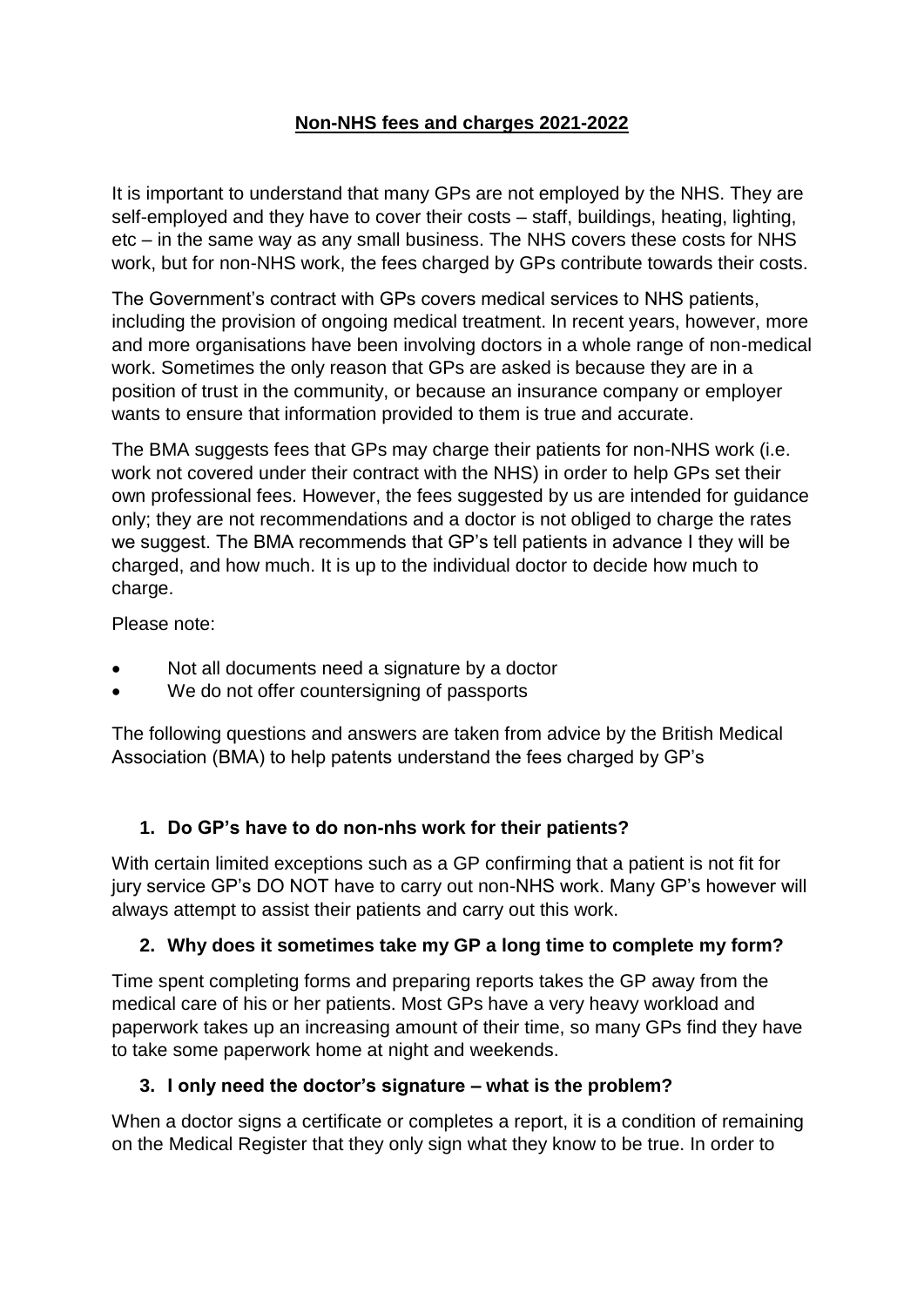# Non-NHS fees and charges 2021-2022

It is important to understand that many GPs are not employed by the NHS. They are self-employed and they have to cover their costs – staff, buildings, heating, lighting, etc – in the same way as any small business. The NHS covers these costs for NHS work, but for non-NHS work, the fees charged by GPs contribute towards their costs.

The Government's contract with GPs covers medical services to NHS patients, including the provision of ongoing medical treatment. In recent years, however, more and more organisations have been involving doctors in a whole range of non-medical work. Sometimes the only reason that GPs are asked is because they are in a position of trust in the community, or because an insurance company or employer wants to ensure that information provided to them is true and accurate.

The BMA suggests fees that GPs may charge their patients for non-NHS work (i.e. work not covered under their contract with the NHS) in order to help GPs set their own professional fees. However, the fees suggested by us are intended for guidance only; they are not recommendations and a doctor is not obliged to charge the rates we suggest. The BMA recommends that GP's tell patients in advance I they will be charged, and how much. It is up to the individual doctor to decide how much to charge.

Please note:

- Not all documents need a signature by a doctor
- We do not offer countersigning of passports

The following questions and answers are taken from advice by the British Medical Association (BMA) to help patents understand the fees charged by GP's

### 1. Do GP's have to do non-nhs work for their patients?

With certain limited exceptions such as a GP confirming that a patient is not fit for jury service GP's DO NOT have to carry out non-NHS work. Many GP's however will always attempt to assist their patients and carry out this work.

### 2. Why does it sometimes take my GP a long time to complete my form?

Time spent completing forms and preparing reports takes the GP away from the medical care of his or her patients. Most GPs have a very heavy workload and paperwork takes up an increasing amount of their time, so many GPs find they have to take some paperwork home at night and weekends.

### 3. I only need the doctor's signature – what is the problem?

When a doctor signs a certificate or completes a report, it is a condition of remaining on the Medical Register that they only sign what they know to be true. In order to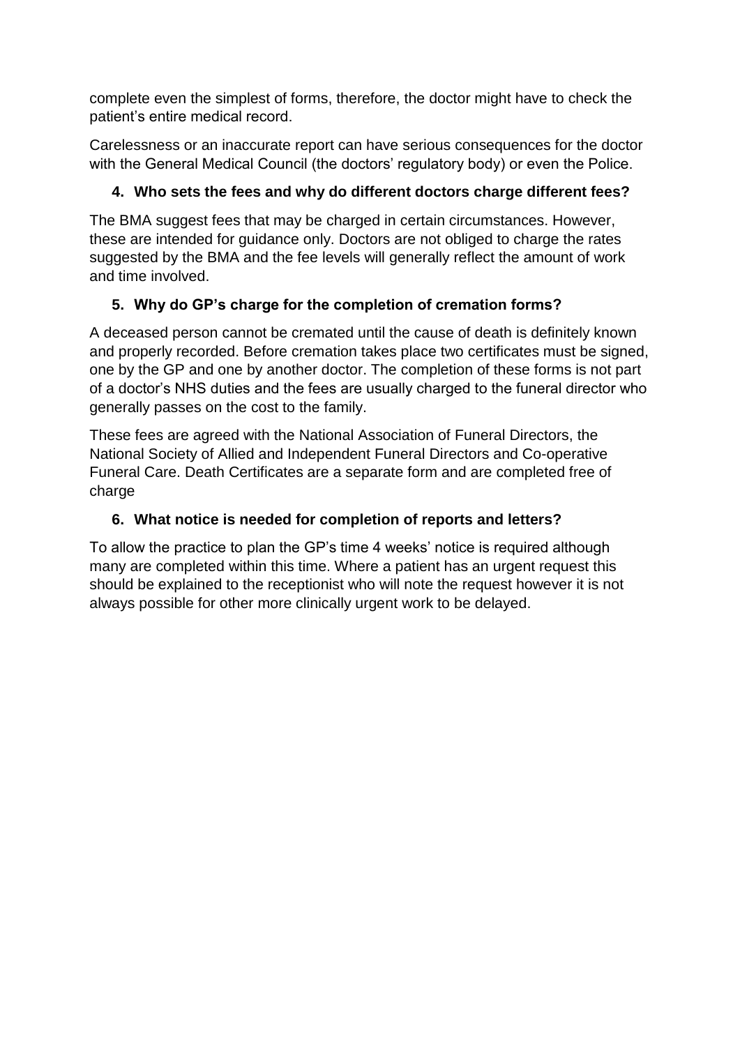complete even the simplest of forms, therefore, the doctor might have to check the patient's entire medical record.

Carelessness or an inaccurate report can have serious consequences for the doctor with the General Medical Council (the doctors' regulatory body) or even the Police.

#### 4. Who sets the fees and why do different doctors charge different fees?

The BMA suggest fees that may be charged in certain circumstances. However, these are intended for guidance only. Doctors are not obliged to charge the rates suggested by the BMA and the fee levels will generally reflect the amount of work and time involved.

#### 5. Why do GP's charge for the completion of cremation forms?

A deceased person cannot be cremated until the cause of death is definitely known and properly recorded. Before cremation takes place two certificates must be signed, one by the GP and one by another doctor. The completion of these forms is not part of a doctor's NHS duties and the fees are usually charged to the funeral director who generally passes on the cost to the family.

These fees are agreed with the National Association of Funeral Directors, the National Society of Allied and Independent Funeral Directors and Co-operative Funeral Care. Death Certificates are a separate form and are completed free of charge

#### 6. What notice is needed for completion of reports and letters?

To allow the practice to plan the GP's time 4 weeks' notice is required although many are completed within this time. Where a patient has an urgent request this should be explained to the receptionist who will note the request however it is not always possible for other more clinically urgent work to be delayed.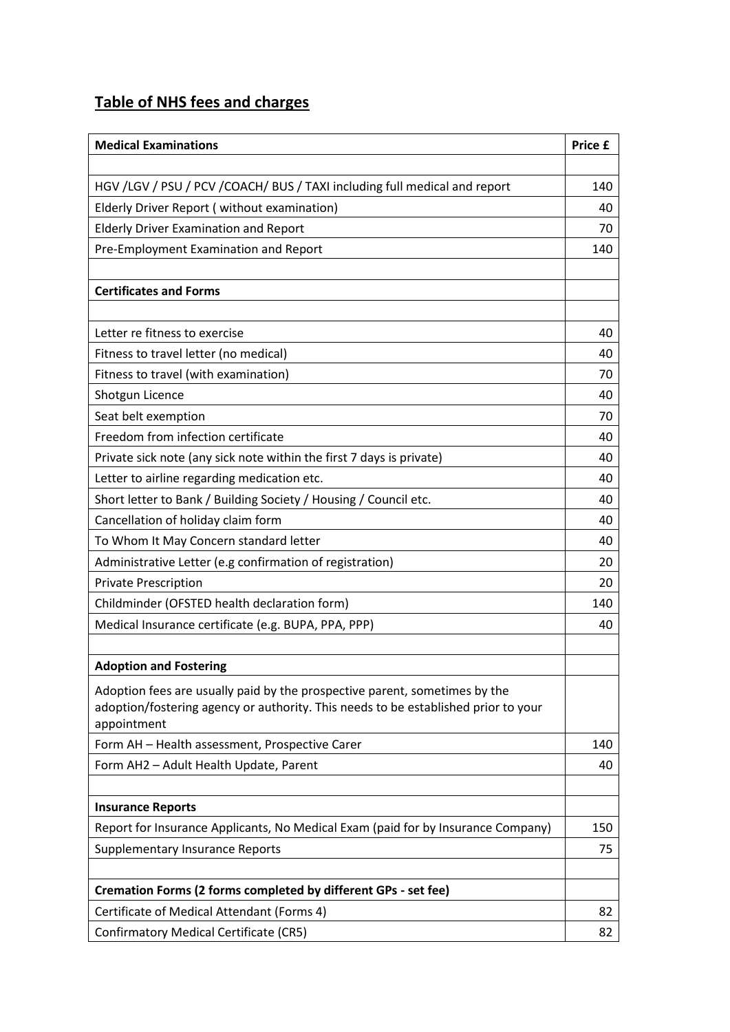## Table of NHS fees and charges

| **Medical Examinations** | **Price £** |
|---|---|
| | |
| HGV /LGV / PSU / PCV /COACH/ BUS / TAXI including full medical and report | 140 |
| Elderly Driver Report ( without examination) | 40 |
| Elderly Driver Examination and Report | 70 |
| Pre-Employment Examination and Report | 140 |
| | |
| **Certificates and Forms** | |
| | |
| Letter re fitness to exercise | 40 |
| Fitness to travel letter (no medical) | 40 |
| Fitness to travel (with examination) | 70 |
| Shotgun Licence | 40 |
| Seat belt exemption | 70 |
| Freedom from infection certificate | 40 |
| Private sick note (any sick note within the first 7 days is private) | 40 |
| Letter to airline regarding medication etc. | 40 |
| Short letter to Bank / Building Society / Housing / Council etc. | 40 |
| Cancellation of holiday claim form | 40 |
| To Whom It May Concern standard letter | 40 |
| Administrative Letter (e.g confirmation of registration) | 20 |
| Private Prescription | 20 |
| Childminder (OFSTED health declaration form) | 140 |
| Medical Insurance certificate (e.g. BUPA, PPA, PPP) | 40 |
| | |
| **Adoption and Fostering** | |
| Adoption fees are usually paid by the prospective parent, sometimes by the adoption/fostering agency or authority. This needs to be established prior to your appointment | |
| Form AH – Health assessment, Prospective Carer | 140 |
| Form AH2 – Adult Health Update, Parent | 40 |
| | |
| **Insurance Reports** | |
| Report for Insurance Applicants, No Medical Exam (paid for by Insurance Company) | 150 |
| Supplementary Insurance Reports | 75 |
| | |
| **Cremation Forms (2 forms completed by different GPs - set fee)** | |
| Certificate of Medical Attendant (Forms 4) | 82 |
| Confirmatory Medical Certificate (CR5) | 82 |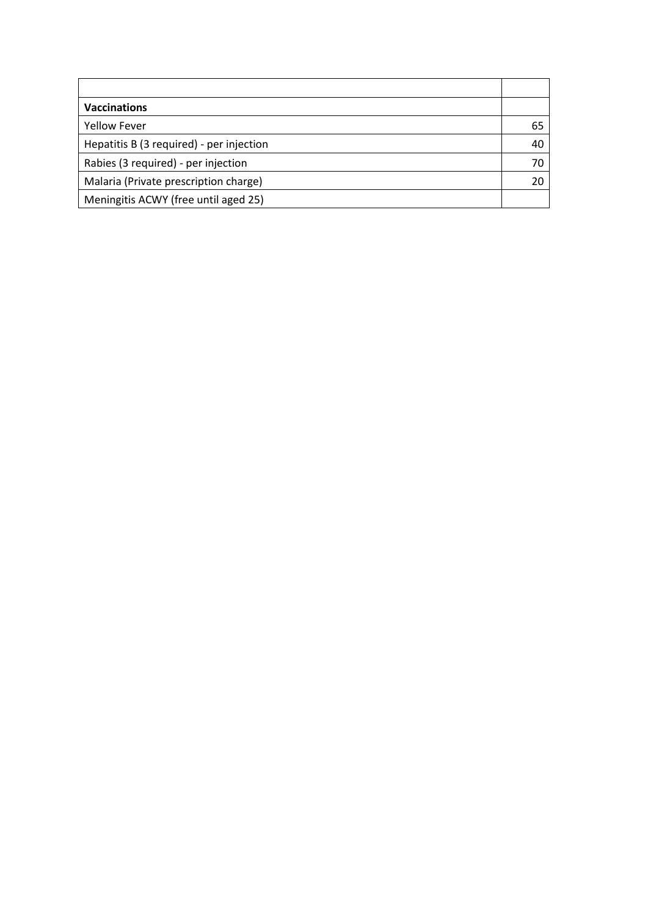| | |
|---|---|
| **Vaccinations** | |
| Yellow Fever | 65 |
| Hepatitis B (3 required) - per injection | 40 |
| Rabies (3 required) - per injection | 70 |
| Malaria (Private prescription charge) | 20 |
| Meningitis ACWY (free until aged 25) | |